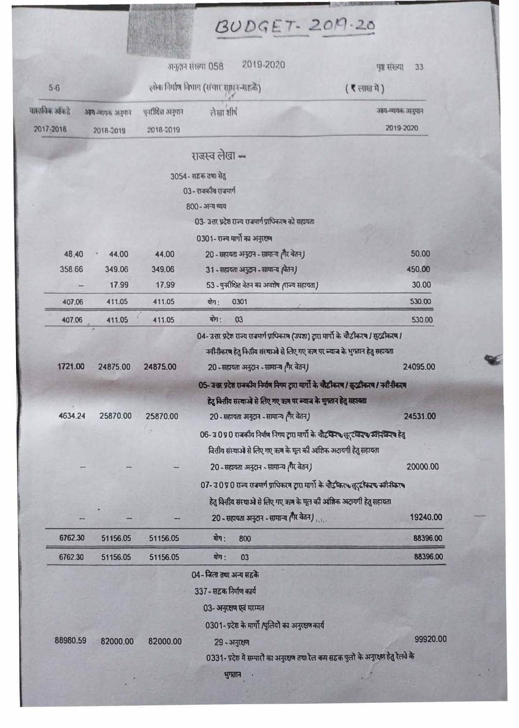# BUDGET-2019-20

अनुदान संख्या 058 2019-2020

5-6 लोक निर्माण विभाग (संचार साधन-सड़कें) (₹ लाख में)

| वास्तविक आँकड़े 2017-2018 | आय-व्ययक अनुमान 2018-2019 | पुनरीक्षित अनुमान 2018-2019 | लेखा शीर्ष | आय-व्ययक अनुमान 2019-2020 |
|---|---|---|---|---|
| | | | **राजस्व लेखा --** | |
| | | | 3054 - सड़क तथा सेतु | |
| | | | 03 - राजकीय राजमार्ग | |
| | | | 800 - अन्य व्यय | |
| | | | 03- उत्तर प्रदेश राज्य राजमार्ग प्राधिकरण को सहायता | |
| | | | 0301- राज्य मार्गो का अनुरक्षण | |
| 48.40 | 44.00 | 44.00 | 20 - सहायता अनुदान - सामान्य (गैर वेतन) | 50.00 |
| 358.66 | 349.06 | 349.06 | 31 - सहायता अनुदान - सामान्य (वेतन) | 450.00 |
| -- | 17.99 | 17.99 | 53 - पुनरीक्षित वेतन का अवशेष (राज्य सहायता) | 30.00 |
| 407.06 | 411.05 | 411.05 | योग : 0301 | 530.00 |
| 407.06 | 411.05 | 411.05 | योग : 03 | 530.00 |
| | | | 04- उत्तर प्रदेश राज्य राजमार्ग प्राधिकरण (उपशा) द्वारा मार्गो के चौड़ीकरण / सुदृढ़ीकरण / नवीनीकरण हेतु वित्तीय संस्थाओं से लिए गए ऋण पर ब्याज के भुगतान हेतु सहायता | |
| 1721.00 | 24875.00 | 24875.00 | 20 - सहायता अनुदान - सामान्य (गैर वेतन) | 24095.00 |
| | | | **05- उत्तर प्रदेश राजकीय निर्माण निगम द्वारा मार्गो के चौड़ीकरण / सुदृढ़ीकरण / नवीनीकरण हेतु वित्तीय संस्थाओं से लिए गए ऋण पर ब्याज के भुगतान हेतु सहायता** | |
| 4634.24 | 25870.00 | 25870.00 | 20 - सहायता अनुदान - सामान्य (गैर वेतन) | 24531.00 |
| | | | 06- उ0प्र0 राजकीय निर्माण निगम द्वारा मार्गो के चौड़ीकरण/सुदृढ़ीकरण/नवीनीकरण हेतु वित्तीय संस्थाओं से लिए गए ऋण के मूल की आंशिक अदायगी हेतु सहायता | |
| -- | -- | -- | 20 - सहायता अनुदान - सामान्य (गैर वेतन) | 20000.00 |
| | | | 07- उ0प्र0 राज्य राजमार्ग प्राधिकरण द्वारा मार्गो के चौड़ीकरण/सुदृढ़ीकरण/नवीनीकरण हेतु वित्तीय संस्थाओं से लिए गए ऋण के मूल की आंशिक अदायगी हेतु सहायता | |
| -- | -- | -- | 20 - सहायता अनुदान - सामान्य (गैर वेतन) | 19240.00 |
| 6762.30 | 51156.05 | 51156.05 | योग : 800 | 88396.00 |
| 6762.30 | 51156.05 | 51156.05 | योग : 03 | 88396.00 |
| | | | 04 - जिला तथा अन्य सड़कें | |
| | | | 337 - सड़क निर्माण कार्य | |
| | | | 03- अनुरक्षण एवं मरम्मत | |
| | | | 0301- प्रदेश के मार्गो /पुलियों का अनुरक्षण कार्य | |
| 88980.59 | 82000.00 | 82000.00 | 29 - अनुरक्षण | 99920.00 |
| | | | 0331- प्रदेश में सम्पारों का अनुरक्षण तथा रेल कम सड़क पुलों के अनुरक्षण हेतु रेलवे के भुगतान | |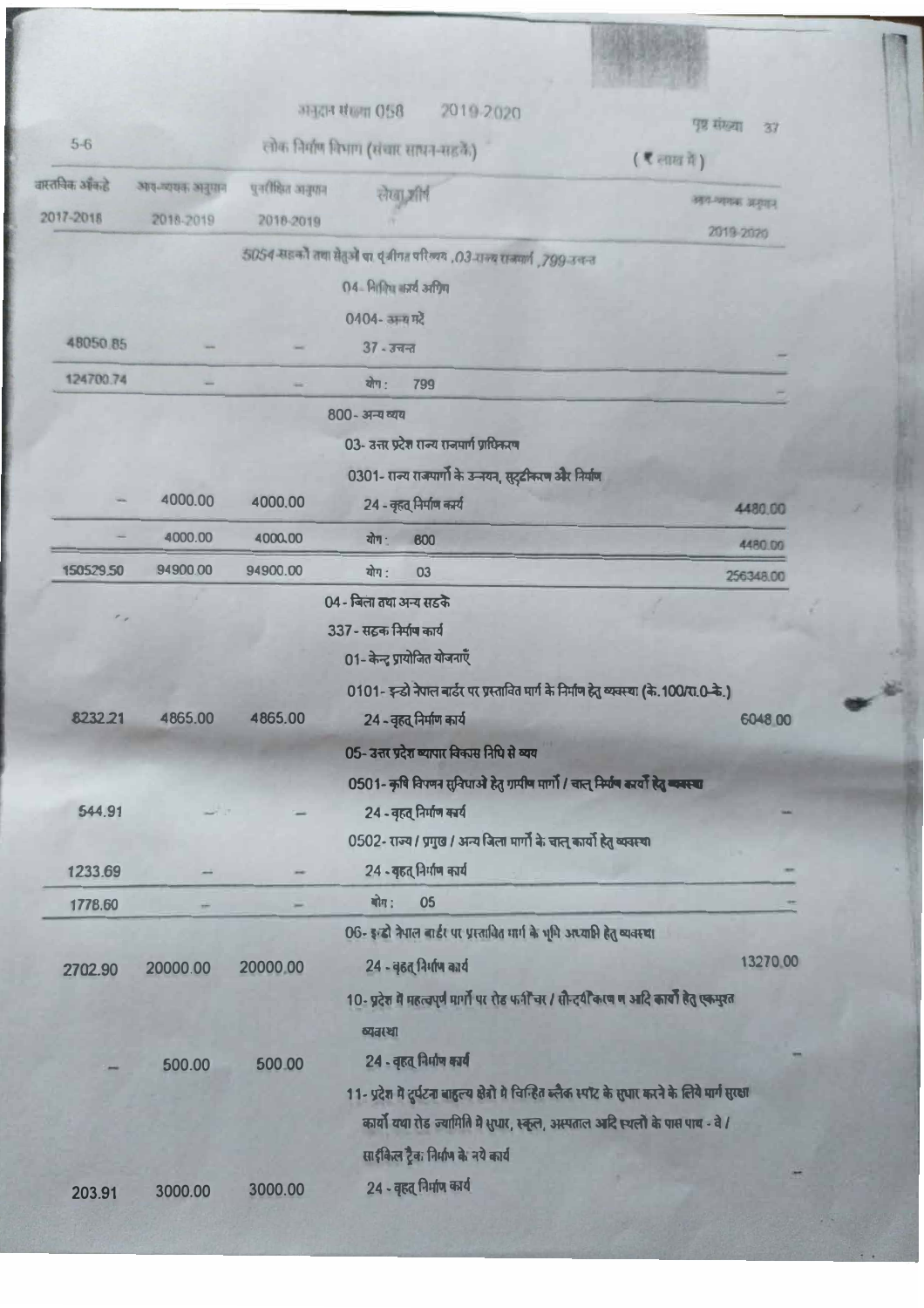अनुदान संख्या 058 2019-2020

5-6 लोक निर्माण विभाग (संचार साधन-सड़कें) (₹ लाख में)

| वास्तविक आँकड़े 2017-2018 | आय-व्ययक अनुदान 2018-2019 | पुनरीक्षित अनुदान 2018-2019 | लेखा शीर्ष | आय-व्ययक अनुदान 2019-2020 |
|---|---|---|---|---|
| | | | 5054-सड़कों तथा सेतुओं पर पूंजीगत परिव्यय ,03-राज्य राजमार्ग ,799-उचन्त | |
| | | | 04- निक्षेप कार्य अग्रिम | |
| | | | 0404- अन्य मदें | |
| 48050.85 | – | – | 37 - उचन्त | – |
| 124700.74 | – | – | योग : 799 | – |
| | | | 800- अन्य व्यय | |
| | | | 03- उत्तर प्रदेश राज्य राजमार्ग प्राधिकरण | |
| | | | 0301- राज्य राजमार्गो के उन्नयन, सुदृढीकरण और निर्माण | |
| – | 4000.00 | 4000.00 | 24 - वृहत् निर्माण कार्य | 4480.00 |
| – | 4000.00 | 4000.00 | योग : 800 | 4480.00 |
| 150529.50 | 94900.00 | 94900.00 | योग : 03 | 256348.00 |
| | | | 04 - जिला तथा अन्य सड़के | |
| | | | 337 - सड़क निर्माण कार्य | |
| | | | 01- केन्द्र प्रायोजित योजनाएँ | |
| | | | 0101- इन्डो नेपाल बार्डर पर प्रस्तावित मार्ग के निर्माण हेतु व्यवस्था (के.100/रा.0-के.) | |
| 8232.21 | 4865.00 | 4865.00 | 24 - वृहत् निर्माण कार्य | 6048.00 |
| | | | 05- उत्तर प्रदेश व्यापार विकास निधि से व्यय | |
| | | | 0501- कृषि विपणन सुविधाओं हेतु ग्रामीण मार्गो / चालू निर्माण कार्यों हेतु व्यवस्था | |
| 544.91 | – | – | 24 - वृहत् निर्माण कार्य | – |
| | | | 0502- राज्य / प्रमुख / अन्य जिला मार्गो के चालू कार्यो हेतु व्यवस्था | |
| 1233.69 | – | – | 24 - वृहत् निर्माण कार्य | – |
| 1778.60 | – | – | योग : 05 | – |
| | | | 06- इन्डो नेपाल बार्डर पर प्रस्तावित मार्ग के भूमि अध्याप्ति हेतु व्यवस्था | |
| 2702.90 | 20000.00 | 20000.00 | 24 - वृहत् निर्माण कार्य | 13270.00 |
| | | | 10- प्रदेश में महत्वपूर्ण मार्गो पर रोड फर्नीचर / सौन्दर्यीकरण न आदि कार्यों हेतु एकमुश्त व्यवस्था | |
| – | 500.00 | 500.00 | 24 - वृहत् निर्माण कार्य | – |
| | | | 11- प्रदेश में दुर्घटना बाहुल्य क्षेत्रो मे चिन्हित ब्लैक स्पॉट के सुधार करने के लिये मार्ग सुरक्षा कार्यों यथा रोड ज्यामिति में सुधार, स्कूल, अस्पताल आदि स्थलों के पास पाथ - वे / साईकिल ट्रैक निर्माण के नये कार्य | |
| 203.91 | 3000.00 | 3000.00 | 24 - वृहत् निर्माण कार्य | – |